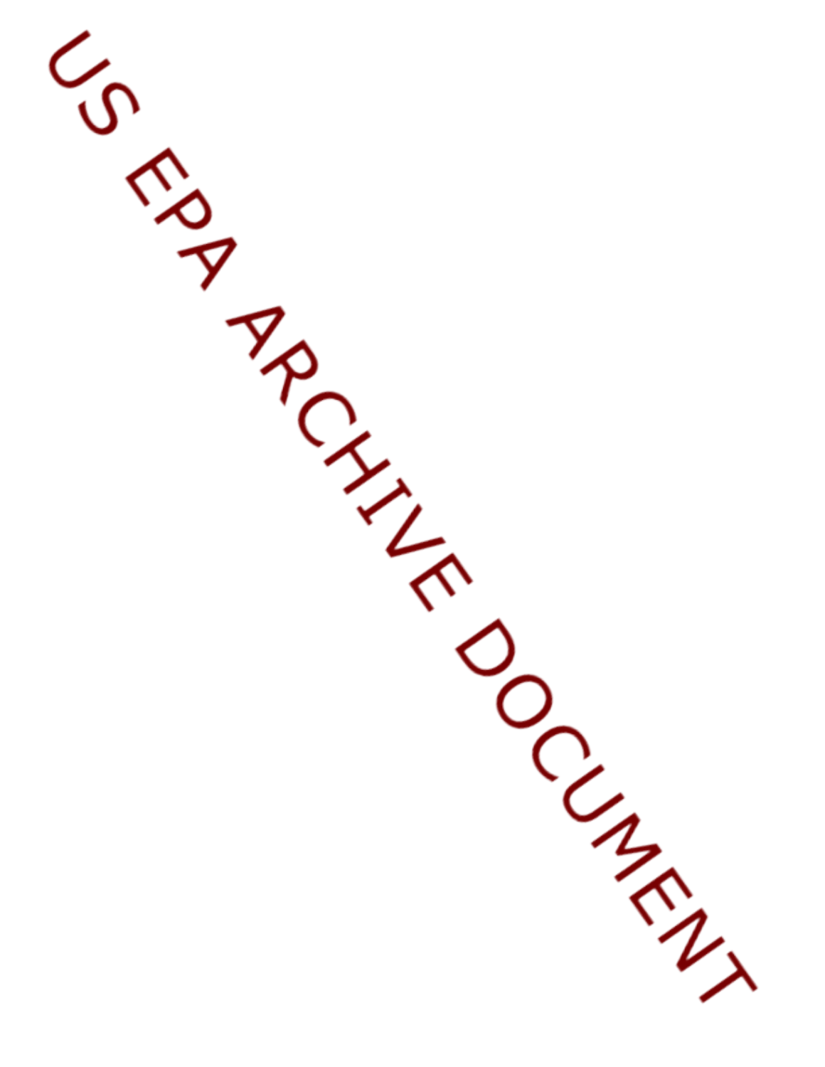US EPA ARCHIVE DOCUMENT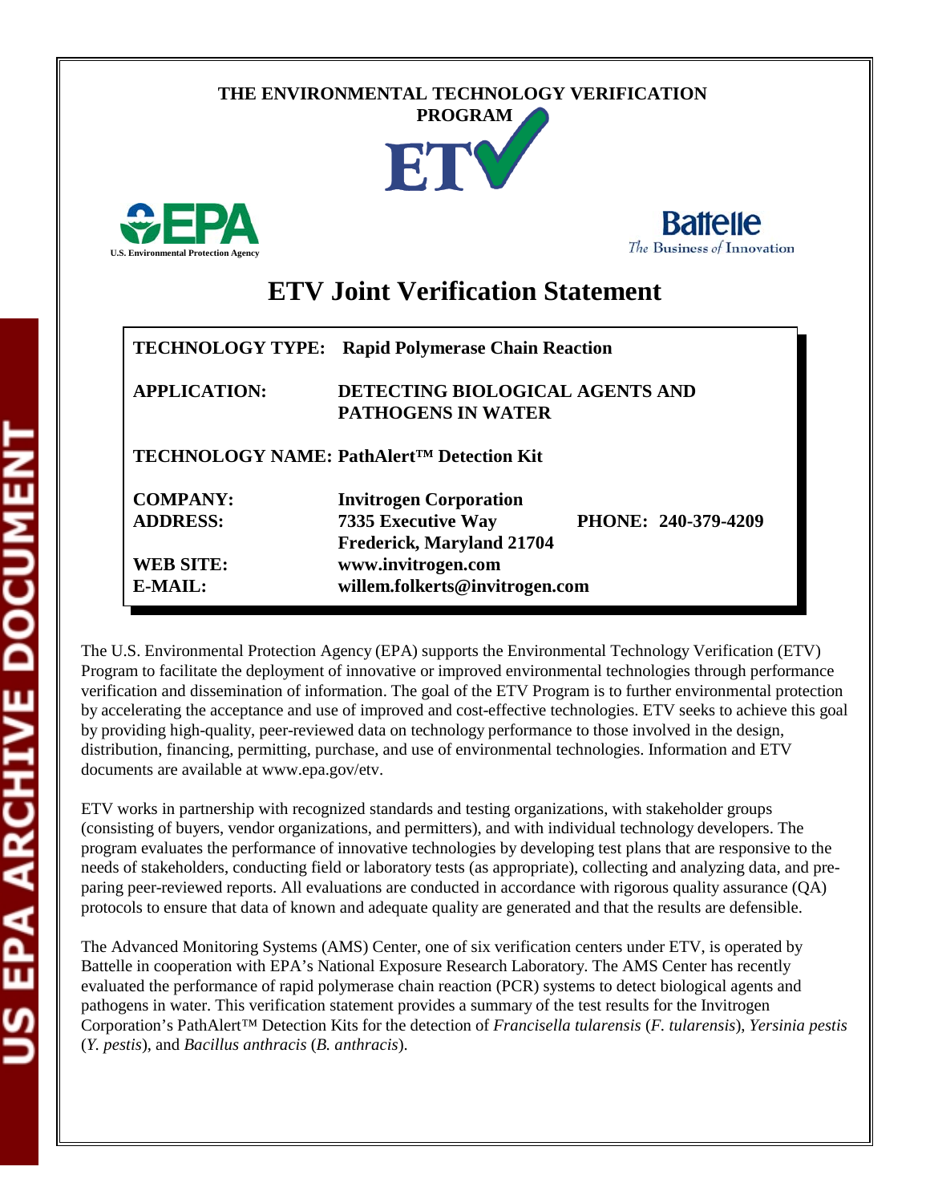THE ENVIRONMENTAL TECHNOLOGY VERIFICATION PROGRAM

ETV

U.S. Environmental Protection Agency

Battelle
The Business of Innovation

# ETV Joint Verification Statement

| | |
|---|---|
| **TECHNOLOGY TYPE:** | **Rapid Polymerase Chain Reaction** |
| **APPLICATION:** | **DETECTING BIOLOGICAL AGENTS AND PATHOGENS IN WATER** |
| **TECHNOLOGY NAME:** | **PathAlert™ Detection Kit** |
| **COMPANY:** | **Invitrogen Corporation** |
| **ADDRESS:** | **7335 Executive Way, Frederick, Maryland 21704** |
| **PHONE:** | **240-379-4209** |
| **WEB SITE:** | **www.invitrogen.com** |
| **E-MAIL:** | **willem.folkerts@invitrogen.com** |

The U.S. Environmental Protection Agency (EPA) supports the Environmental Technology Verification (ETV) Program to facilitate the deployment of innovative or improved environmental technologies through performance verification and dissemination of information. The goal of the ETV Program is to further environmental protection by accelerating the acceptance and use of improved and cost-effective technologies. ETV seeks to achieve this goal by providing high-quality, peer-reviewed data on technology performance to those involved in the design, distribution, financing, permitting, purchase, and use of environmental technologies. Information and ETV documents are available at www.epa.gov/etv.

ETV works in partnership with recognized standards and testing organizations, with stakeholder groups (consisting of buyers, vendor organizations, and permitters), and with individual technology developers. The program evaluates the performance of innovative technologies by developing test plans that are responsive to the needs of stakeholders, conducting field or laboratory tests (as appropriate), collecting and analyzing data, and preparing peer-reviewed reports. All evaluations are conducted in accordance with rigorous quality assurance (QA) protocols to ensure that data of known and adequate quality are generated and that the results are defensible.

The Advanced Monitoring Systems (AMS) Center, one of six verification centers under ETV, is operated by Battelle in cooperation with EPA's National Exposure Research Laboratory. The AMS Center has recently evaluated the performance of rapid polymerase chain reaction (PCR) systems to detect biological agents and pathogens in water. This verification statement provides a summary of the test results for the Invitrogen Corporation's PathAlert™ Detection Kits for the detection of *Francisella tularensis* (*F. tularensis*), *Yersinia pestis* (*Y. pestis*), and *Bacillus anthracis* (*B. anthracis*).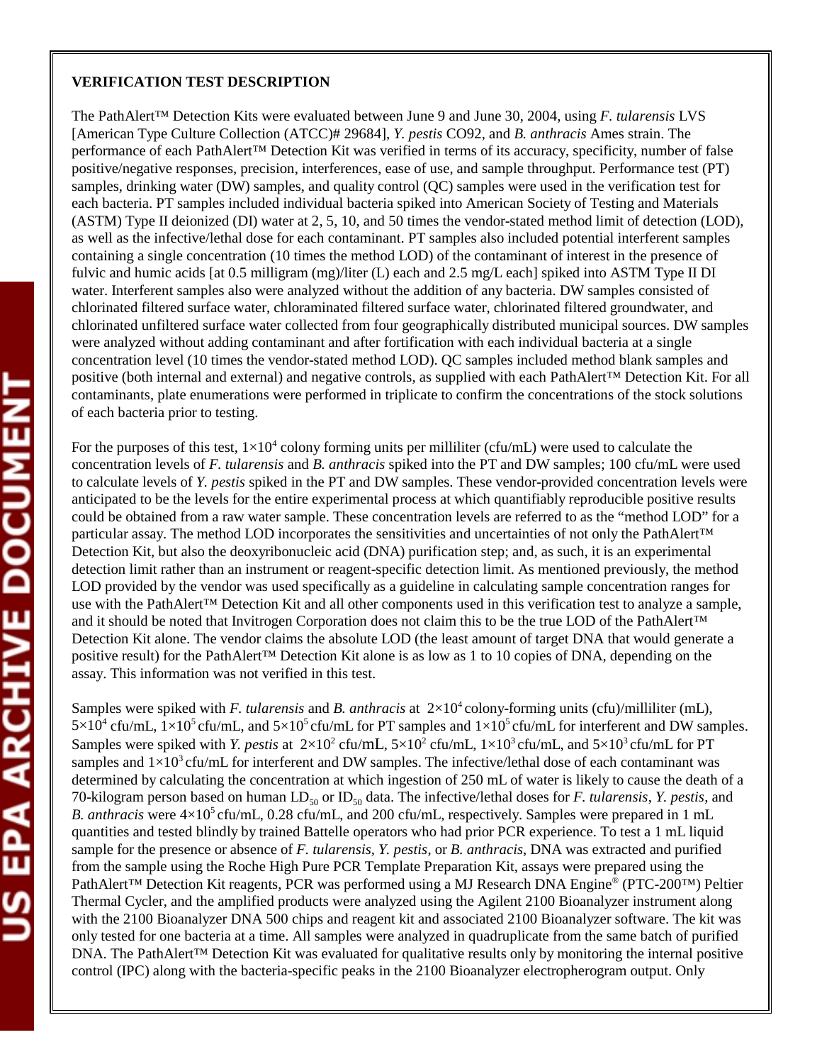**VERIFICATION TEST DESCRIPTION**

The PathAlert™ Detection Kits were evaluated between June 9 and June 30, 2004, using *F. tularensis* LVS [American Type Culture Collection (ATCC)# 29684], *Y. pestis* CO92, and *B. anthracis* Ames strain. The performance of each PathAlert™ Detection Kit was verified in terms of its accuracy, specificity, number of false positive/negative responses, precision, interferences, ease of use, and sample throughput. Performance test (PT) samples, drinking water (DW) samples, and quality control (QC) samples were used in the verification test for each bacteria. PT samples included individual bacteria spiked into American Society of Testing and Materials (ASTM) Type II deionized (DI) water at 2, 5, 10, and 50 times the vendor-stated method limit of detection (LOD), as well as the infective/lethal dose for each contaminant. PT samples also included potential interferent samples containing a single concentration (10 times the method LOD) of the contaminant of interest in the presence of fulvic and humic acids [at 0.5 milligram (mg)/liter (L) each and 2.5 mg/L each] spiked into ASTM Type II DI water. Interferent samples also were analyzed without the addition of any bacteria. DW samples consisted of chlorinated filtered surface water, chloraminated filtered surface water, chlorinated filtered groundwater, and chlorinated unfiltered surface water collected from four geographically distributed municipal sources. DW samples were analyzed without adding contaminant and after fortification with each individual bacteria at a single concentration level (10 times the vendor-stated method LOD). QC samples included method blank samples and positive (both internal and external) and negative controls, as supplied with each PathAlert™ Detection Kit. For all contaminants, plate enumerations were performed in triplicate to confirm the concentrations of the stock solutions of each bacteria prior to testing.

For the purposes of this test, $1\times10^4$ colony forming units per milliliter (cfu/mL) were used to calculate the concentration levels of *F. tularensis* and *B. anthracis* spiked into the PT and DW samples; 100 cfu/mL were used to calculate levels of *Y. pestis* spiked in the PT and DW samples. These vendor-provided concentration levels were anticipated to be the levels for the entire experimental process at which quantifiably reproducible positive results could be obtained from a raw water sample. These concentration levels are referred to as the "method LOD" for a particular assay. The method LOD incorporates the sensitivities and uncertainties of not only the PathAlert™ Detection Kit, but also the deoxyribonucleic acid (DNA) purification step; and, as such, it is an experimental detection limit rather than an instrument or reagent-specific detection limit. As mentioned previously, the method LOD provided by the vendor was used specifically as a guideline in calculating sample concentration ranges for use with the PathAlert™ Detection Kit and all other components used in this verification test to analyze a sample, and it should be noted that Invitrogen Corporation does not claim this to be the true LOD of the PathAlert™ Detection Kit alone. The vendor claims the absolute LOD (the least amount of target DNA that would generate a positive result) for the PathAlert™ Detection Kit alone is as low as 1 to 10 copies of DNA, depending on the assay. This information was not verified in this test.

Samples were spiked with *F. tularensis* and *B. anthracis* at $2\times10^4$ colony-forming units (cfu)/milliliter (mL), $5\times10^4$ cfu/mL, $1\times10^5$ cfu/mL, and $5\times10^5$ cfu/mL for PT samples and $1\times10^5$ cfu/mL for interferent and DW samples. Samples were spiked with *Y. pestis* at $2\times10^2$ cfu/mL, $5\times10^2$ cfu/mL, $1\times10^3$ cfu/mL, and $5\times10^3$ cfu/mL for PT samples and $1\times10^3$ cfu/mL for interferent and DW samples. The infective/lethal dose of each contaminant was determined by calculating the concentration at which ingestion of 250 mL of water is likely to cause the death of a 70-kilogram person based on human $LD_{50}$ or $ID_{50}$ data. The infective/lethal doses for *F. tularensis*, *Y. pestis*, and *B. anthracis* were $4\times10^5$ cfu/mL, 0.28 cfu/mL, and 200 cfu/mL, respectively. Samples were prepared in 1 mL quantities and tested blindly by trained Battelle operators who had prior PCR experience. To test a 1 mL liquid sample for the presence or absence of *F. tularensis*, *Y. pestis*, or *B. anthracis*, DNA was extracted and purified from the sample using the Roche High Pure PCR Template Preparation Kit, assays were prepared using the PathAlert™ Detection Kit reagents, PCR was performed using a MJ Research DNA Engine® (PTC-200™) Peltier Thermal Cycler, and the amplified products were analyzed using the Agilent 2100 Bioanalyzer instrument along with the 2100 Bioanalyzer DNA 500 chips and reagent kit and associated 2100 Bioanalyzer software. The kit was only tested for one bacteria at a time. All samples were analyzed in quadruplicate from the same batch of purified DNA. The PathAlert™ Detection Kit was evaluated for qualitative results only by monitoring the internal positive control (IPC) along with the bacteria-specific peaks in the 2100 Bioanalyzer electropherogram output. Only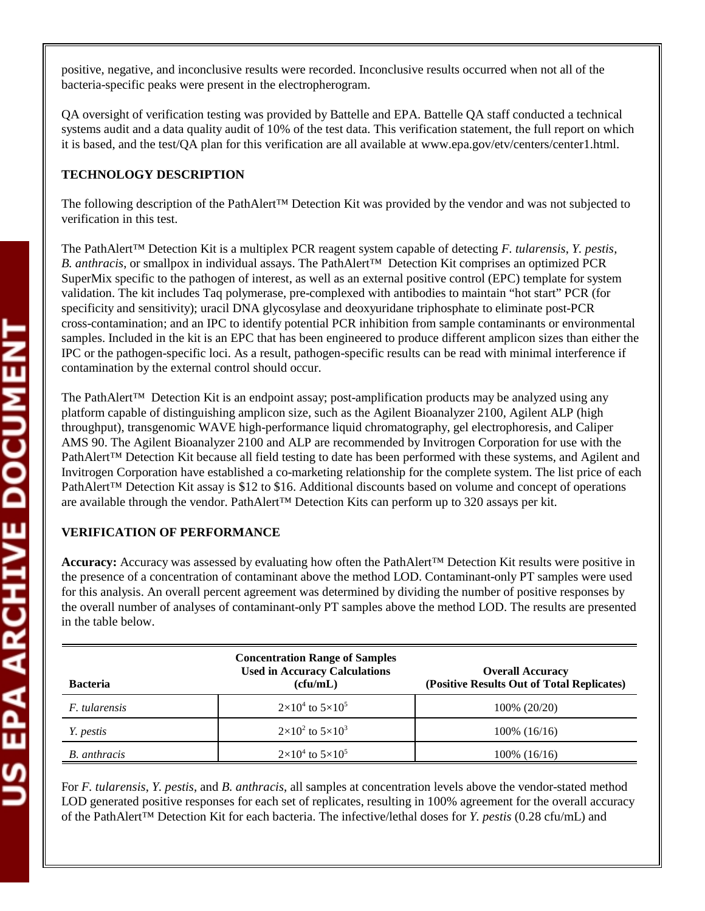positive, negative, and inconclusive results were recorded. Inconclusive results occurred when not all of the bacteria-specific peaks were present in the electropherogram.

QA oversight of verification testing was provided by Battelle and EPA. Battelle QA staff conducted a technical systems audit and a data quality audit of 10% of the test data. This verification statement, the full report on which it is based, and the test/QA plan for this verification are all available at www.epa.gov/etv/centers/center1.html.

## TECHNOLOGY DESCRIPTION

The following description of the PathAlert™ Detection Kit was provided by the vendor and was not subjected to verification in this test.

The PathAlert™ Detection Kit is a multiplex PCR reagent system capable of detecting *F. tularensis*, *Y. pestis*, *B. anthracis*, or smallpox in individual assays. The PathAlert™ Detection Kit comprises an optimized PCR SuperMix specific to the pathogen of interest, as well as an external positive control (EPC) template for system validation. The kit includes Taq polymerase, pre-complexed with antibodies to maintain "hot start" PCR (for specificity and sensitivity); uracil DNA glycosylase and deoxyuridane triphosphate to eliminate post-PCR cross-contamination; and an IPC to identify potential PCR inhibition from sample contaminants or environmental samples. Included in the kit is an EPC that has been engineered to produce different amplicon sizes than either the IPC or the pathogen-specific loci. As a result, pathogen-specific results can be read with minimal interference if contamination by the external control should occur.

The PathAlert™ Detection Kit is an endpoint assay; post-amplification products may be analyzed using any platform capable of distinguishing amplicon size, such as the Agilent Bioanalyzer 2100, Agilent ALP (high throughput), transgenomic WAVE high-performance liquid chromatography, gel electrophoresis, and Caliper AMS 90. The Agilent Bioanalyzer 2100 and ALP are recommended by Invitrogen Corporation for use with the PathAlert™ Detection Kit because all field testing to date has been performed with these systems, and Agilent and Invitrogen Corporation have established a co-marketing relationship for the complete system. The list price of each PathAlert™ Detection Kit assay is $12 to $16. Additional discounts based on volume and concept of operations are available through the vendor. PathAlert™ Detection Kits can perform up to 320 assays per kit.

## VERIFICATION OF PERFORMANCE

**Accuracy:** Accuracy was assessed by evaluating how often the PathAlert™ Detection Kit results were positive in the presence of a concentration of contaminant above the method LOD. Contaminant-only PT samples were used for this analysis. An overall percent agreement was determined by dividing the number of positive responses by the overall number of analyses of contaminant-only PT samples above the method LOD. The results are presented in the table below.

| Bacteria | Concentration Range of Samples Used in Accuracy Calculations (cfu/mL) | Overall Accuracy (Positive Results Out of Total Replicates) |
|---|---|---|
| *F. tularensis* | $2\times10^4$ to $5\times10^5$ | 100% (20/20) |
| *Y. pestis* | $2\times10^2$ to $5\times10^3$ | 100% (16/16) |
| *B. anthracis* | $2\times10^4$ to $5\times10^5$ | 100% (16/16) |

For *F. tularensis*, *Y. pestis*, and *B. anthracis*, all samples at concentration levels above the vendor-stated method LOD generated positive responses for each set of replicates, resulting in 100% agreement for the overall accuracy of the PathAlert™ Detection Kit for each bacteria. The infective/lethal doses for *Y. pestis* (0.28 cfu/mL) and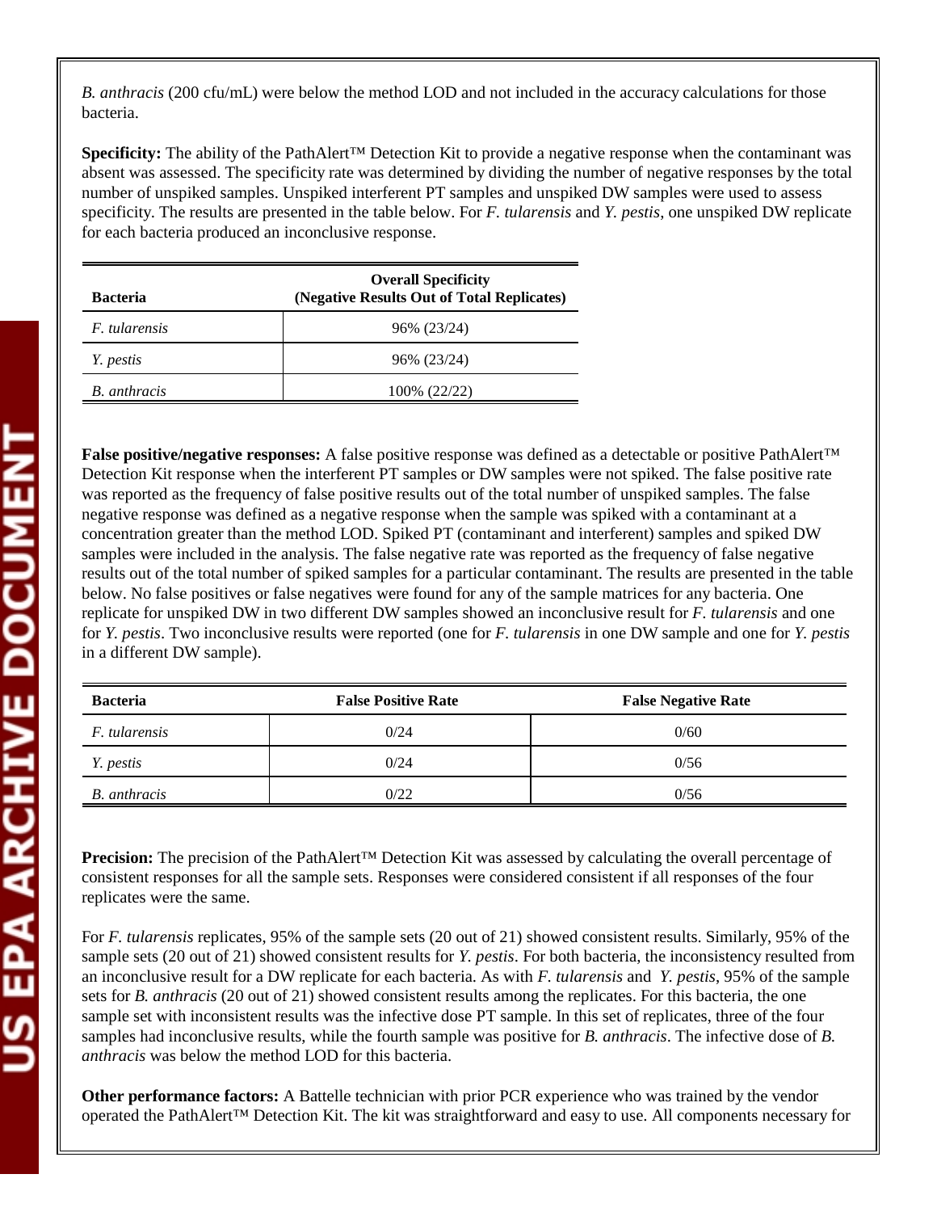*B. anthracis* (200 cfu/mL) were below the method LOD and not included in the accuracy calculations for those bacteria.

**Specificity:** The ability of the PathAlert™ Detection Kit to provide a negative response when the contaminant was absent was assessed. The specificity rate was determined by dividing the number of negative responses by the total number of unspiked samples. Unspiked interferent PT samples and unspiked DW samples were used to assess specificity. The results are presented in the table below. For *F. tularensis* and *Y. pestis*, one unspiked DW replicate for each bacteria produced an inconclusive response.

| Bacteria | Overall Specificity (Negative Results Out of Total Replicates) |
|---|---|
| *F. tularensis* | 96% (23/24) |
| *Y. pestis* | 96% (23/24) |
| *B. anthracis* | 100% (22/22) |

**False positive/negative responses:** A false positive response was defined as a detectable or positive PathAlert™ Detection Kit response when the interferent PT samples or DW samples were not spiked. The false positive rate was reported as the frequency of false positive results out of the total number of unspiked samples. The false negative response was defined as a negative response when the sample was spiked with a contaminant at a concentration greater than the method LOD. Spiked PT (contaminant and interferent) samples and spiked DW samples were included in the analysis. The false negative rate was reported as the frequency of false negative results out of the total number of spiked samples for a particular contaminant. The results are presented in the table below. No false positives or false negatives were found for any of the sample matrices for any bacteria. One replicate for unspiked DW in two different DW samples showed an inconclusive result for *F. tularensis* and one for *Y. pestis*. Two inconclusive results were reported (one for *F. tularensis* in one DW sample and one for *Y. pestis* in a different DW sample).

| Bacteria | False Positive Rate | False Negative Rate |
|---|---|---|
| *F. tularensis* | 0/24 | 0/60 |
| *Y. pestis* | 0/24 | 0/56 |
| *B. anthracis* | 0/22 | 0/56 |

**Precision:** The precision of the PathAlert™ Detection Kit was assessed by calculating the overall percentage of consistent responses for all the sample sets. Responses were considered consistent if all responses of the four replicates were the same.

For *F. tularensis* replicates, 95% of the sample sets (20 out of 21) showed consistent results. Similarly, 95% of the sample sets (20 out of 21) showed consistent results for *Y. pestis*. For both bacteria, the inconsistency resulted from an inconclusive result for a DW replicate for each bacteria. As with *F. tularensis* and *Y. pestis*, 95% of the sample sets for *B. anthracis* (20 out of 21) showed consistent results among the replicates. For this bacteria, the one sample set with inconsistent results was the infective dose PT sample. In this set of replicates, three of the four samples had inconclusive results, while the fourth sample was positive for *B. anthracis*. The infective dose of *B. anthracis* was below the method LOD for this bacteria.

**Other performance factors:** A Battelle technician with prior PCR experience who was trained by the vendor operated the PathAlert™ Detection Kit. The kit was straightforward and easy to use. All components necessary for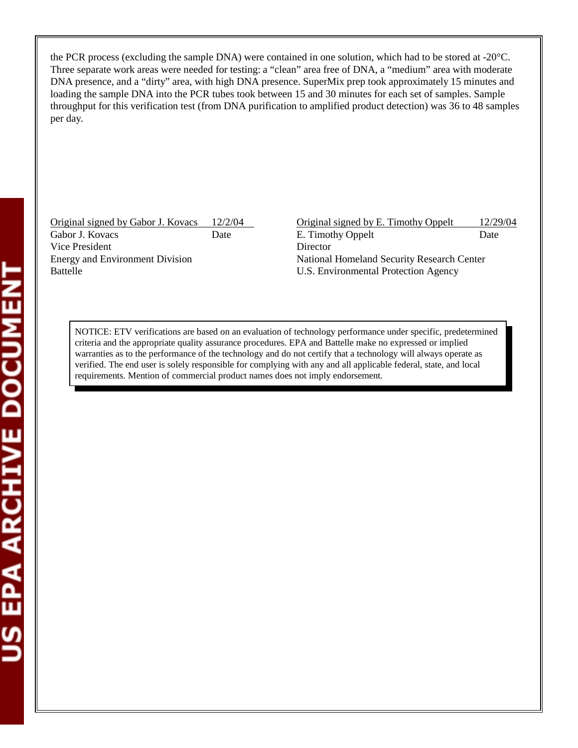the PCR process (excluding the sample DNA) were contained in one solution, which had to be stored at -20°C. Three separate work areas were needed for testing: a "clean" area free of DNA, a "medium" area with moderate DNA presence, and a "dirty" area, with high DNA presence. SuperMix prep took approximately 15 minutes and loading the sample DNA into the PCR tubes took between 15 and 30 minutes for each set of samples. Sample throughput for this verification test (from DNA purification to amplified product detection) was 36 to 48 samples per day.

Original signed by Gabor J. Kovacs 12/2/04
Gabor J. Kovacs Date
Vice President
Energy and Environment Division
Battelle

Original signed by E. Timothy Oppelt 12/29/04
E. Timothy Oppelt Date
Director
National Homeland Security Research Center
U.S. Environmental Protection Agency

NOTICE: ETV verifications are based on an evaluation of technology performance under specific, predetermined criteria and the appropriate quality assurance procedures. EPA and Battelle make no expressed or implied warranties as to the performance of the technology and do not certify that a technology will always operate as verified. The end user is solely responsible for complying with any and all applicable federal, state, and local requirements. Mention of commercial product names does not imply endorsement.